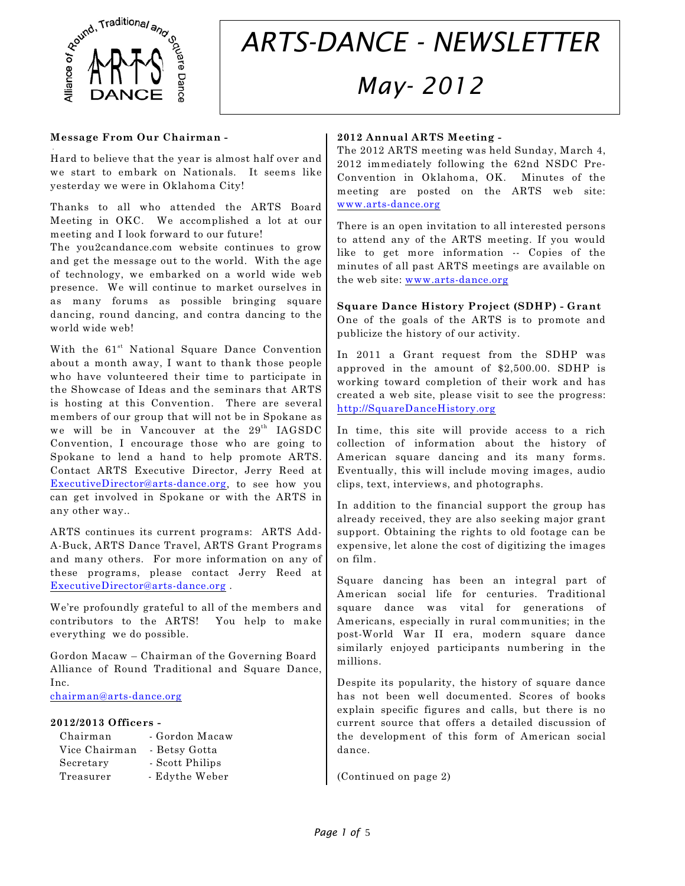# ARTS-DANCE - NEWSLETTER

## May- 2012

### Message From Our Chairman -

Hard to believe that the year is almost half over and we start to embark on Nationals. It seems like yesterday we were in Oklahoma City!

Thanks to all who attended the ARTS Board Meeting in OKC. We accomplished a lot at our meeting and I look forward to our future!

The you2candance.com website continues to grow and get the message out to the world. With the age of technology, we embarked on a world wide web presence. We will continue to market ourselves in as many forums as possible bringing square dancing, round dancing, and contra dancing to the world wide web!

With the 61st National Square Dance Convention about a month away, I want to thank those people who have volunteered their time to participate in the Showcase of Ideas and the seminars that ARTS is hosting at this Convention. There are several members of our group that will not be in Spokane as we will be in Vancouver at the 29th IAGSDC Convention, I encourage those who are going to Spokane to lend a hand to help promote ARTS. Contact ARTS Executive Director, Jerry Reed at ExecutiveDirector@arts-dance.org, to see how you can get involved in Spokane or with the ARTS in any other way..

ARTS continues its current programs: ARTS Add-A-Buck, ARTS Dance Travel, ARTS Grant Programs and many others. For more information on any of these programs, please contact Jerry Reed at ExecutiveDirector@arts-dance.org .

We're profoundly grateful to all of the members and contributors to the ARTS! You help to make everything we do possible.

Gordon Macaw – Chairman of the Governing Board
Alliance of Round Traditional and Square Dance, Inc.
chairman@arts-dance.org

### 2012/2013 Officers -

| | |
|---|---|
| Chairman | - Gordon Macaw |
| Vice Chairman | - Betsy Gotta |
| Secretary | - Scott Philips |
| Treasurer | - Edythe Weber |

### 2012 Annual ARTS Meeting -

The 2012 ARTS meeting was held Sunday, March 4, 2012 immediately following the 62nd NSDC Pre-Convention in Oklahoma, OK. Minutes of the meeting are posted on the ARTS web site: www.arts-dance.org

There is an open invitation to all interested persons to attend any of the ARTS meeting. If you would like to get more information -- Copies of the minutes of all past ARTS meetings are available on the web site: www.arts-dance.org

### Square Dance History Project (SDHP) - Grant

One of the goals of the ARTS is to promote and publicize the history of our activity.

In 2011 a Grant request from the SDHP was approved in the amount of $2,500.00. SDHP is working toward completion of their work and has created a web site, please visit to see the progress: http://SquareDanceHistory.org

In time, this site will provide access to a rich collection of information about the history of American square dancing and its many forms. Eventually, this will include moving images, audio clips, text, interviews, and photographs.

In addition to the financial support the group has already received, they are also seeking major grant support. Obtaining the rights to old footage can be expensive, let alone the cost of digitizing the images on film.

Square dancing has been an integral part of American social life for centuries. Traditional square dance was vital for generations of Americans, especially in rural communities; in the post-World War II era, modern square dance similarly enjoyed participants numbering in the millions.

Despite its popularity, the history of square dance has not been well documented. Scores of books explain specific figures and calls, but there is no current source that offers a detailed discussion of the development of this form of American social dance.

(Continued on page 2)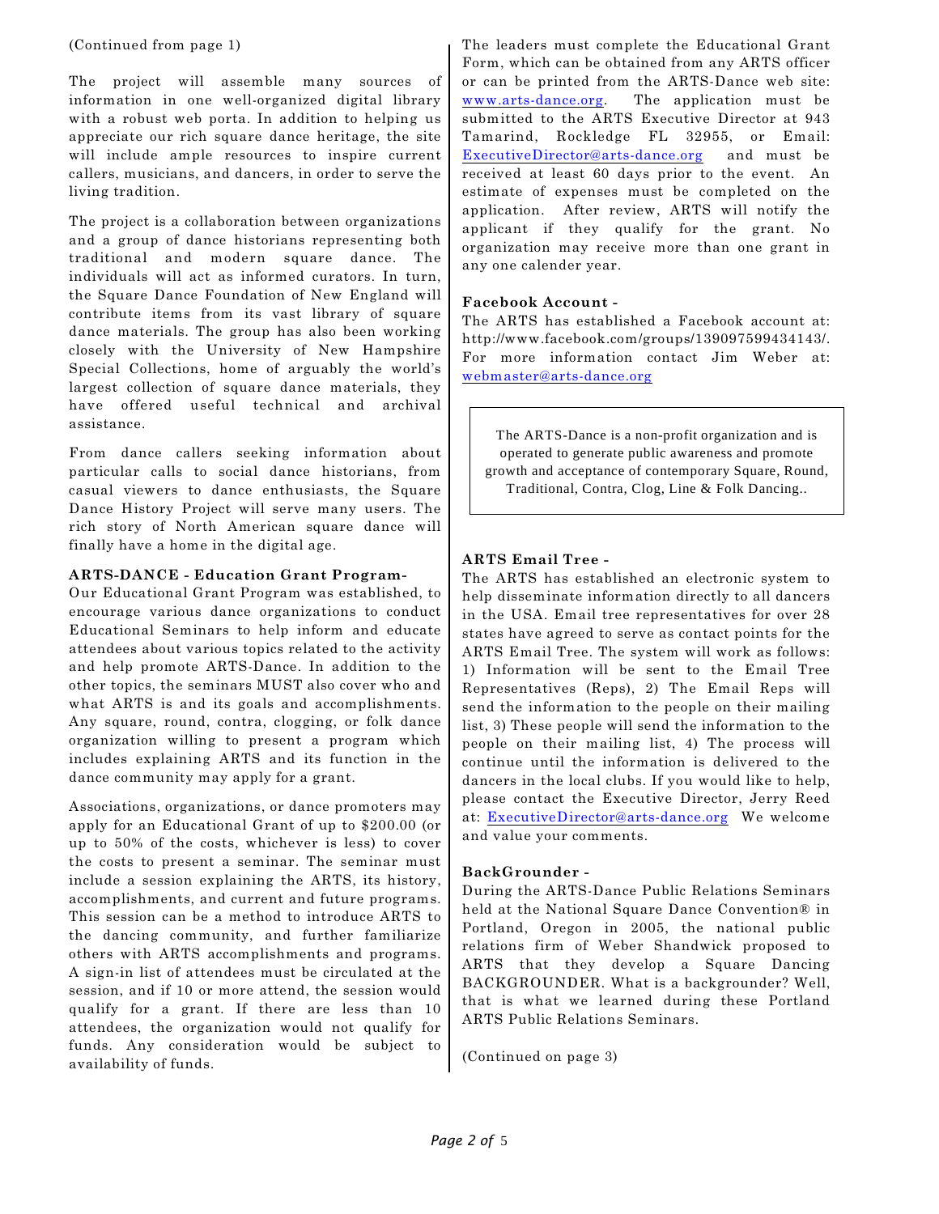(Continued from page 1)

The project will assemble many sources of information in one well-organized digital library with a robust web porta. In addition to helping us appreciate our rich square dance heritage, the site will include ample resources to inspire current callers, musicians, and dancers, in order to serve the living tradition.

The project is a collaboration between organizations and a group of dance historians representing both traditional and modern square dance. The individuals will act as informed curators. In turn, the Square Dance Foundation of New England will contribute items from its vast library of square dance materials. The group has also been working closely with the University of New Hampshire Special Collections, home of arguably the world's largest collection of square dance materials, they have offered useful technical and archival assistance.

From dance callers seeking information about particular calls to social dance historians, from casual viewers to dance enthusiasts, the Square Dance History Project will serve many users. The rich story of North American square dance will finally have a home in the digital age.

**ARTS-DANCE - Education Grant Program-**

Our Educational Grant Program was established, to encourage various dance organizations to conduct Educational Seminars to help inform and educate attendees about various topics related to the activity and help promote ARTS-Dance. In addition to the other topics, the seminars MUST also cover who and what ARTS is and its goals and accomplishments. Any square, round, contra, clogging, or folk dance organization willing to present a program which includes explaining ARTS and its function in the dance community may apply for a grant.

Associations, organizations, or dance promoters may apply for an Educational Grant of up to $200.00 (or up to 50% of the costs, whichever is less) to cover the costs to present a seminar. The seminar must include a session explaining the ARTS, its history, accomplishments, and current and future programs. This session can be a method to introduce ARTS to the dancing community, and further familiarize others with ARTS accomplishments and programs. A sign-in list of attendees must be circulated at the session, and if 10 or more attend, the session would qualify for a grant. If there are less than 10 attendees, the organization would not qualify for funds. Any consideration would be subject to availability of funds.

The leaders must complete the Educational Grant Form, which can be obtained from any ARTS officer or can be printed from the ARTS-Dance web site: www.arts-dance.org. The application must be submitted to the ARTS Executive Director at 943 Tamarind, Rockledge FL 32955, or Email: ExecutiveDirector@arts-dance.org and must be received at least 60 days prior to the event. An estimate of expenses must be completed on the application. After review, ARTS will notify the applicant if they qualify for the grant. No organization may receive more than one grant in any one calender year.

**Facebook Account -**

The ARTS has established a Facebook account at: http://www.facebook.com/groups/139097599434143/. For more information contact Jim Weber at: webmaster@arts-dance.org

> The ARTS-Dance is a non-profit organization and is operated to generate public awareness and promote growth and acceptance of contemporary Square, Round, Traditional, Contra, Clog, Line & Folk Dancing..

**ARTS Email Tree -**

The ARTS has established an electronic system to help disseminate information directly to all dancers in the USA. Email tree representatives for over 28 states have agreed to serve as contact points for the ARTS Email Tree. The system will work as follows: 1) Information will be sent to the Email Tree Representatives (Reps), 2) The Email Reps will send the information to the people on their mailing list, 3) These people will send the information to the people on their mailing list, 4) The process will continue until the information is delivered to the dancers in the local clubs. If you would like to help, please contact the Executive Director, Jerry Reed at: ExecutiveDirector@arts-dance.org We welcome and value your comments.

**BackGrounder -**

During the ARTS-Dance Public Relations Seminars held at the National Square Dance Convention® in Portland, Oregon in 2005, the national public relations firm of Weber Shandwick proposed to ARTS that they develop a Square Dancing BACKGROUNDER. What is a backgrounder? Well, that is what we learned during these Portland ARTS Public Relations Seminars.

(Continued on page 3)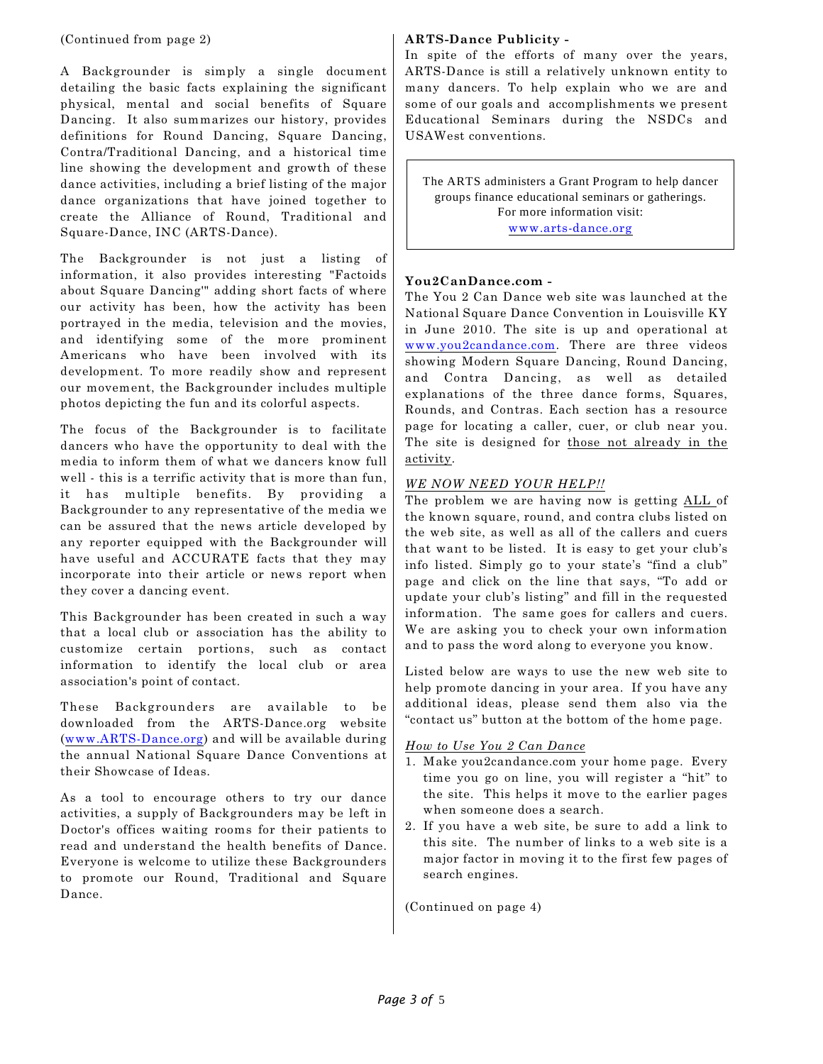(Continued from page 2)

A Backgrounder is simply a single document detailing the basic facts explaining the significant physical, mental and social benefits of Square Dancing. It also summarizes our history, provides definitions for Round Dancing, Square Dancing, Contra/Traditional Dancing, and a historical time line showing the development and growth of these dance activities, including a brief listing of the major dance organizations that have joined together to create the Alliance of Round, Traditional and Square-Dance, INC (ARTS-Dance).

The Backgrounder is not just a listing of information, it also provides interesting "Factoids about Square Dancing'" adding short facts of where our activity has been, how the activity has been portrayed in the media, television and the movies, and identifying some of the more prominent Americans who have been involved with its development. To more readily show and represent our movement, the Backgrounder includes multiple photos depicting the fun and its colorful aspects.

The focus of the Backgrounder is to facilitate dancers who have the opportunity to deal with the media to inform them of what we dancers know full well - this is a terrific activity that is more than fun, it has multiple benefits. By providing a Backgrounder to any representative of the media we can be assured that the news article developed by any reporter equipped with the Backgrounder will have useful and ACCURATE facts that they may incorporate into their article or news report when they cover a dancing event.

This Backgrounder has been created in such a way that a local club or association has the ability to customize certain portions, such as contact information to identify the local club or area association's point of contact.

These Backgrounders are available to be downloaded from the ARTS-Dance.org website ([www.ARTS-Dance.org](http://www.ARTS-Dance.org)) and will be available during the annual National Square Dance Conventions at their Showcase of Ideas.

As a tool to encourage others to try our dance activities, a supply of Backgrounders may be left in Doctor's offices waiting rooms for their patients to read and understand the health benefits of Dance. Everyone is welcome to utilize these Backgrounders to promote our Round, Traditional and Square Dance.

**ARTS-Dance Publicity -**

In spite of the efforts of many over the years, ARTS-Dance is still a relatively unknown entity to many dancers. To help explain who we are and some of our goals and accomplishments we present Educational Seminars during the NSDCs and USAWest conventions.

> The ARTS administers a Grant Program to help dancer groups finance educational seminars or gatherings.
> For more information visit:
> [www.arts-dance.org](http://www.arts-dance.org)

**You2CanDance.com -**

The You 2 Can Dance web site was launched at the National Square Dance Convention in Louisville KY in June 2010. The site is up and operational at [www.you2candance.com](http://www.you2candance.com). There are three videos showing Modern Square Dancing, Round Dancing, and Contra Dancing, as well as detailed explanations of the three dance forms, Squares, Rounds, and Contras. Each section has a resource page for locating a caller, cuer, or club near you. The site is designed for <u>those not already in the activity</u>.

*<u>WE NOW NEED YOUR HELP!!</u>*

The problem we are having now is getting <u>ALL</u> of the known square, round, and contra clubs listed on the web site, as well as all of the callers and cuers that want to be listed. It is easy to get your club's info listed. Simply go to your state's "find a club" page and click on the line that says, "To add or update your club's listing" and fill in the requested information. The same goes for callers and cuers. We are asking you to check your own information and to pass the word along to everyone you know.

Listed below are ways to use the new web site to help promote dancing in your area. If you have any additional ideas, please send them also via the "contact us" button at the bottom of the home page.

*<u>How to Use You 2 Can Dance</u>*

1. Make you2candance.com your home page. Every time you go on line, you will register a "hit" to the site. This helps it move to the earlier pages when someone does a search.
2. If you have a web site, be sure to add a link to this site. The number of links to a web site is a major factor in moving it to the first few pages of search engines.

(Continued on page 4)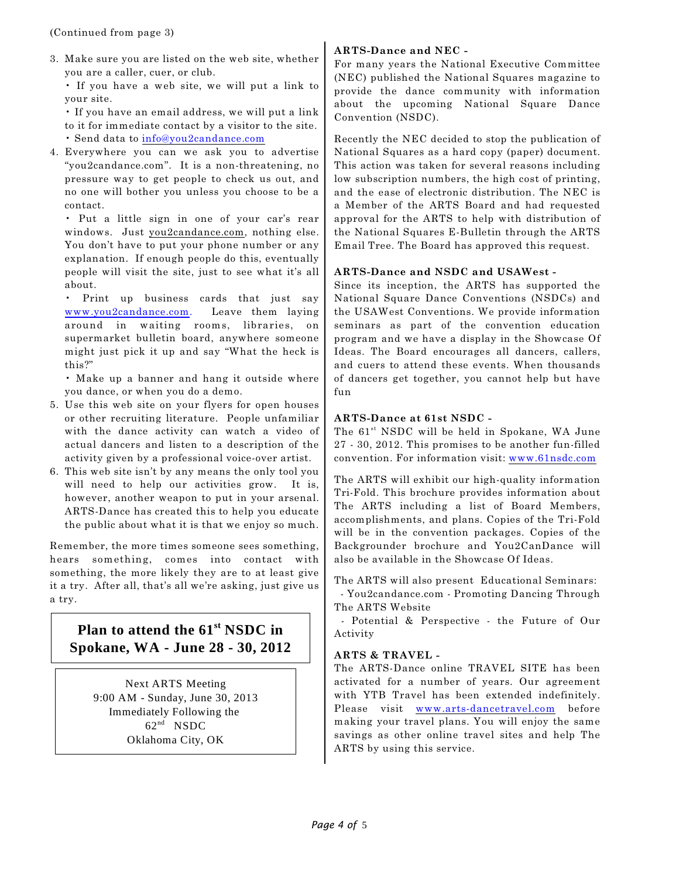(Continued from page 3)

3. Make sure you are listed on the web site, whether you are a caller, cuer, or club.
   - If you have a web site, we will put a link to your site.
   - If you have an email address, we will put a link to it for immediate contact by a visitor to the site.
   - Send data to info@you2candance.com
4. Everywhere you can we ask you to advertise "you2candance.com". It is a non-threatening, no pressure way to get people to check us out, and no one will bother you unless you choose to be a contact.
   - Put a little sign in one of your car's rear windows. Just you2candance.com, nothing else. You don't have to put your phone number or any explanation. If enough people do this, eventually people will visit the site, just to see what it's all about.
   - Print up business cards that just say www.you2candance.com. Leave them laying around in waiting rooms, libraries, on supermarket bulletin board, anywhere someone might just pick it up and say "What the heck is this?"
   - Make up a banner and hang it outside where you dance, or when you do a demo.
5. Use this web site on your flyers for open houses or other recruiting literature. People unfamiliar with the dance activity can watch a video of actual dancers and listen to a description of the activity given by a professional voice-over artist.
6. This web site isn't by any means the only tool you will need to help our activities grow. It is, however, another weapon to put in your arsenal. ARTS-Dance has created this to help you educate the public about what it is that we enjoy so much.

Remember, the more times someone sees something, hears something, comes into contact with something, the more likely they are to at least give it a try. After all, that's all we're asking, just give us a try.

**Plan to attend the 61st NSDC in Spokane, WA - June 28 - 30, 2012**

Next ARTS Meeting
9:00 AM - Sunday, June 30, 2013
Immediately Following the
62nd NSDC
Oklahoma City, OK

**ARTS-Dance and NEC -**

For many years the National Executive Committee (NEC) published the National Squares magazine to provide the dance community with information about the upcoming National Square Dance Convention (NSDC).

Recently the NEC decided to stop the publication of National Squares as a hard copy (paper) document. This action was taken for several reasons including low subscription numbers, the high cost of printing, and the ease of electronic distribution. The NEC is a Member of the ARTS Board and had requested approval for the ARTS to help with distribution of the National Squares E-Bulletin through the ARTS Email Tree. The Board has approved this request.

**ARTS-Dance and NSDC and USAWest -**

Since its inception, the ARTS has supported the National Square Dance Conventions (NSDCs) and the USAWest Conventions. We provide information seminars as part of the convention education program and we have a display in the Showcase Of Ideas. The Board encourages all dancers, callers, and cuers to attend these events. When thousands of dancers get together, you cannot help but have fun

**ARTS-Dance at 61st NSDC -**

The 61st NSDC will be held in Spokane, WA June 27 - 30, 2012. This promises to be another fun-filled convention. For information visit: www.61nsdc.com

The ARTS will exhibit our high-quality information Tri-Fold. This brochure provides information about The ARTS including a list of Board Members, accomplishments, and plans. Copies of the Tri-Fold will be in the convention packages. Copies of the Backgrounder brochure and You2CanDance will also be available in the Showcase Of Ideas.

The ARTS will also present Educational Seminars:

- You2candance.com - Promoting Dancing Through The ARTS Website
- Potential & Perspective - the Future of Our Activity

**ARTS & TRAVEL -**

The ARTS-Dance online TRAVEL SITE has been activated for a number of years. Our agreement with YTB Travel has been extended indefinitely. Please visit www.arts-dancetravel.com before making your travel plans. You will enjoy the same savings as other online travel sites and help The ARTS by using this service.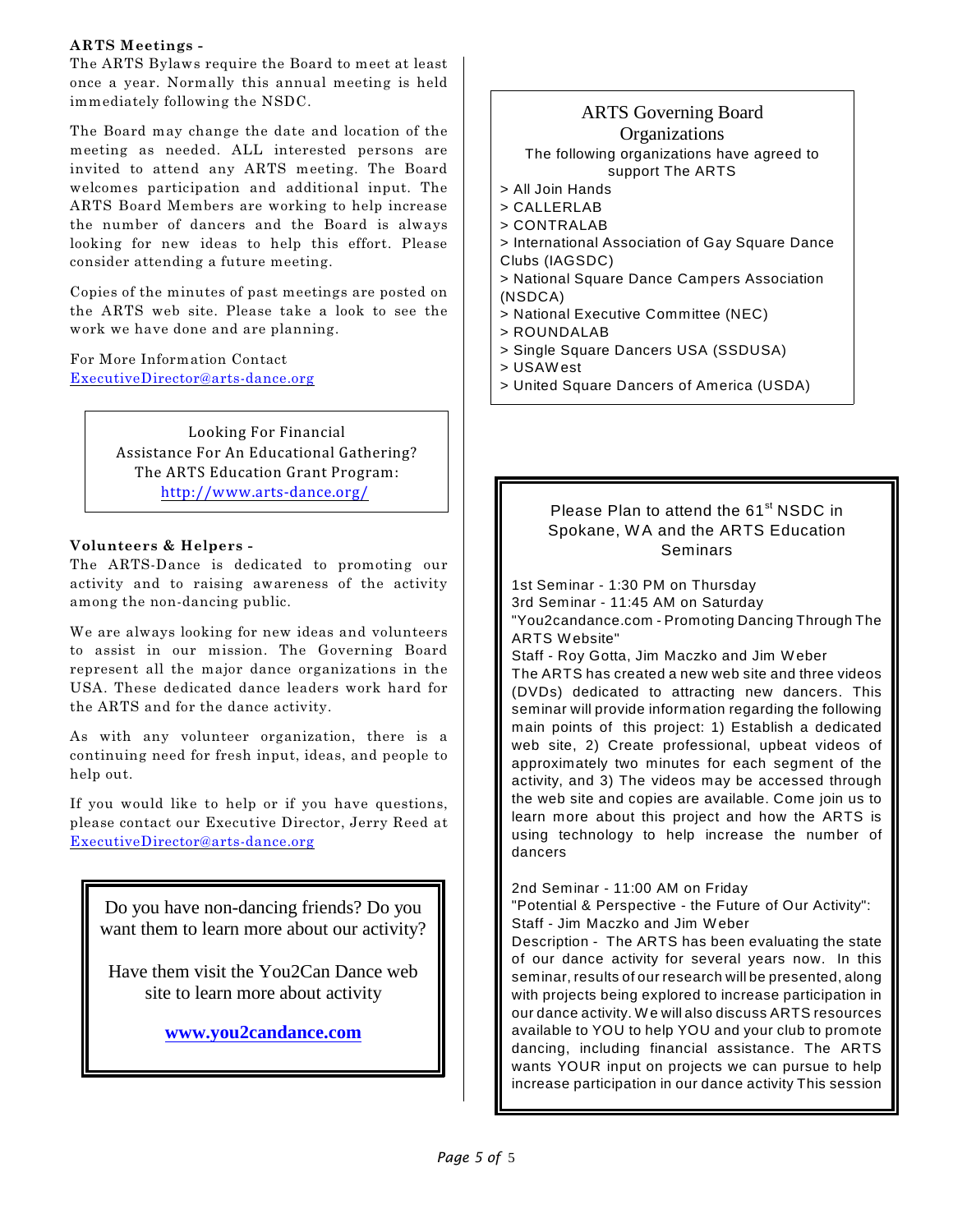**ARTS Meetings -**

The ARTS Bylaws require the Board to meet at least once a year. Normally this annual meeting is held immediately following the NSDC.

The Board may change the date and location of the meeting as needed. ALL interested persons are invited to attend any ARTS meeting. The Board welcomes participation and additional input. The ARTS Board Members are working to help increase the number of dancers and the Board is always looking for new ideas to help this effort. Please consider attending a future meeting.

Copies of the minutes of past meetings are posted on the ARTS web site. Please take a look to see the work we have done and are planning.

For More Information Contact
ExecutiveDirector@arts-dance.org

Looking For Financial Assistance For An Educational Gathering?
The ARTS Education Grant Program:
http://www.arts-dance.org/

**Volunteers & Helpers -**

The ARTS-Dance is dedicated to promoting our activity and to raising awareness of the activity among the non-dancing public.

We are always looking for new ideas and volunteers to assist in our mission. The Governing Board represent all the major dance organizations in the USA. These dedicated dance leaders work hard for the ARTS and for the dance activity.

As with any volunteer organization, there is a continuing need for fresh input, ideas, and people to help out.

If you would like to help or if you have questions, please contact our Executive Director, Jerry Reed at ExecutiveDirector@arts-dance.org

Do you have non-dancing friends? Do you want them to learn more about our activity?

Have them visit the You2Can Dance web site to learn more about activity

**www.you2candance.com**

## ARTS Governing Board Organizations

The following organizations have agreed to support The ARTS

- > All Join Hands
- > CALLERLAB
- > CONTRALAB
- > International Association of Gay Square Dance Clubs (IAGSDC)
- > National Square Dance Campers Association (NSDCA)
- > National Executive Committee (NEC)
- > ROUNDALAB
- > Single Square Dancers USA (SSDUSA)
- > USAWest
- > United Square Dancers of America (USDA)

Please Plan to attend the 61st NSDC in Spokane, WA and the ARTS Education Seminars

1st Seminar - 1:30 PM on Thursday
3rd Seminar - 11:45 AM on Saturday
"You2candance.com - Promoting Dancing Through The ARTS Website"
Staff - Roy Gotta, Jim Maczko and Jim Weber
The ARTS has created a new web site and three videos (DVDs) dedicated to attracting new dancers. This seminar will provide information regarding the following main points of this project: 1) Establish a dedicated web site, 2) Create professional, upbeat videos of approximately two minutes for each segment of the activity, and 3) The videos may be accessed through the web site and copies are available. Come join us to learn more about this project and how the ARTS is using technology to help increase the number of dancers

2nd Seminar - 11:00 AM on Friday
"Potential & Perspective - the Future of Our Activity":
Staff - Jim Maczko and Jim Weber
Description - The ARTS has been evaluating the state of our dance activity for several years now. In this seminar, results of our research will be presented, along with projects being explored to increase participation in our dance activity. We will also discuss ARTS resources available to YOU to help YOU and your club to promote dancing, including financial assistance. The ARTS wants YOUR input on projects we can pursue to help increase participation in our dance activity This session